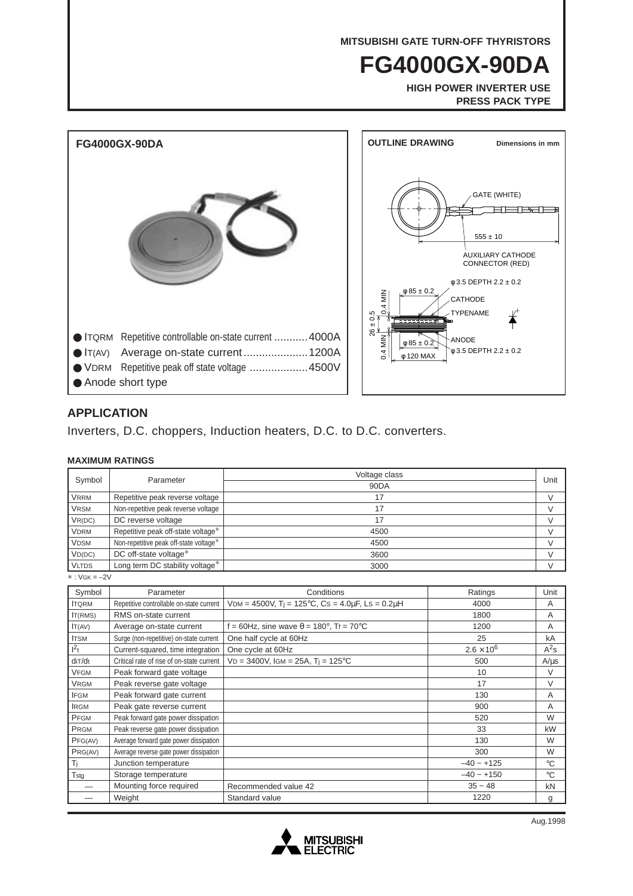MITSUBISHI GATE TURN-OFF THYRISTORS

# FG4000GX-90DA

**HIGH POWER INVERTER USE**
**PRESS PACK TYPE**

## FG4000GX-90DA

- $I_{TQRM}$ Repetitive controllable on-state current ........... 4000A
- $I_{T(AV)}$ Average on-state current ..................... 1200A
- $V_{DRM}$ Repetitive peak off state voltage .................. 4500V
- Anode short type

**OUTLINE DRAWING** Dimensions in mm

GATE (WHITE)
555 ± 10
AUXILIARY CATHODE CONNECTOR (RED)
φ3.5 DEPTH 2.2 ± 0.2
φ85 ± 0.2
CATHODE
TYPENAME
0.4 MIN
26 ± 0.5
0.4 MIN
φ85 ± 0.2
ANODE
φ3.5 DEPTH 2.2 ± 0.2
φ120 MAX

## APPLICATION

Inverters, D.C. choppers, Induction heaters, D.C. to D.C. converters.

### MAXIMUM RATINGS

| Symbol | Parameter | Voltage class | Unit |
|---|---|---|---|
| | | 90DA | |
| $V_{RRM}$ | Repetitive peak reverse voltage | 17 | V |
| $V_{RSM}$ | Non-repetitive peak reverse voltage | 17 | V |
| $V_{R(DC)}$ | DC reverse voltage | 17 | V |
| $V_{DRM}$ | Repetitive peak off-state voltage* | 4500 | V |
| $V_{DSM}$ | Non-repetitive peak off-state voltage* | 4500 | V |
| $V_{D(DC)}$ | DC off-state voltage* | 3600 | V |
| $V_{LTDS}$ | Long term DC stability voltage* | 3000 | V |

* : $V_{GK} = -2V$

| Symbol | Parameter | Conditions | Ratings | Unit |
|---|---|---|---|---|
| $I_{TQRM}$ | Repetitive controllable on-state current | $V_{DM} = 4500V$, $T_j = 125°C$, $C_S = 4.0\mu F$, $L_S = 0.2\mu H$ | 4000 | A |
| $I_{T(RMS)}$ | RMS on-state current | | 1800 | A |
| $I_{T(AV)}$ | Average on-state current | f = 60Hz, sine wave θ = 180°, $T_f = 70°C$ | 1200 | A |
| $I_{TSM}$ | Surge (non-repetitive) on-state current | One half cycle at 60Hz | 25 | kA |
| $I^2t$ | Current-squared, time integration | One cycle at 60Hz | $2.6 \times 10^6$ | $A^2s$ |
| $di_T/dt$ | Critical rate of rise of on-state current | $V_D = 3400V$, $I_{GM} = 25A$, $T_j = 125°C$ | 500 | A/μs |
| $V_{FGM}$ | Peak forward gate voltage | | 10 | V |
| $V_{RGM}$ | Peak reverse gate voltage | | 17 | V |
| $I_{FGM}$ | Peak forward gate current | | 130 | A |
| $I_{RGM}$ | Peak gate reverse current | | 900 | A |
| $P_{FGM}$ | Peak forward gate power dissipation | | 520 | W |
| $P_{RGM}$ | Peak reverse gate power dissipation | | 33 | kW |
| $P_{FG(AV)}$ | Average forward gate power dissipation | | 130 | W |
| $P_{RG(AV)}$ | Average reverse gate power dissipation | | 300 | W |
| $T_j$ | Junction temperature | | –40 ~ +125 | °C |
| $T_{stg}$ | Storage temperature | | –40 ~ +150 | °C |
| — | Mounting force required | Recommended value 42 | 35 ~ 48 | kN |
| — | Weight | Standard value | 1220 | g |

Aug.1998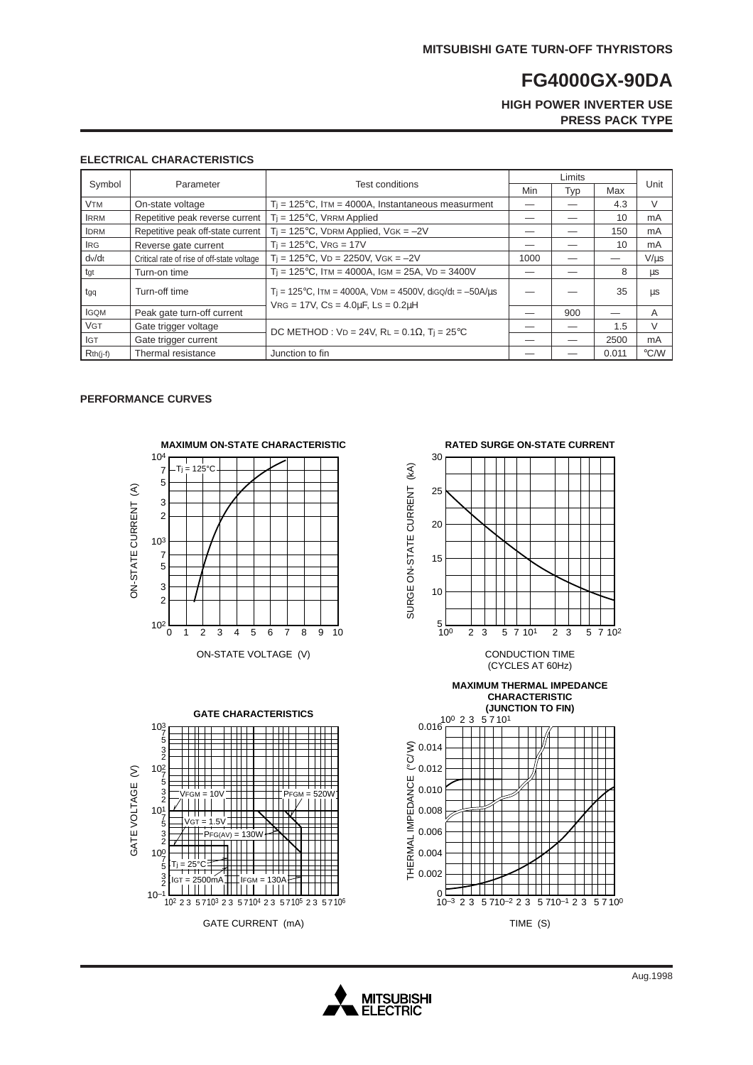# FG4000GX-90DA

**HIGH POWER INVERTER USE**
**PRESS PACK TYPE**

## ELECTRICAL CHARACTERISTICS

| Symbol | Parameter | Test conditions | Limits | | | Unit |
|---|---|---|---|---|---|---|
| | | | Min | Typ | Max | |
| $V_{TM}$ | On-state voltage | $T_j$ = 125°C, $I_{TM}$ = 4000A, Instantaneous measurment | — | — | 4.3 | V |
| $I_{RRM}$ | Repetitive peak reverse current | $T_j$ = 125°C, $V_{RRM}$ Applied | — | — | 10 | mA |
| $I_{DRM}$ | Repetitive peak off-state current | $T_j$ = 125°C, $V_{DRM}$ Applied, $V_{GK}$ = –2V | — | — | 150 | mA |
| $I_{RG}$ | Reverse gate current | $T_j$ = 125°C, $V_{RG}$ = 17V | — | — | 10 | mA |
| dv/dt | Critical rate of rise of off-state voltage | $T_j$ = 125°C, $V_D$ = 2250V, $V_{GK}$ = –2V | 1000 | — | — | V/µs |
| $t_{gt}$ | Turn-on time | $T_j$ = 125°C, $I_{TM}$ = 4000A, $I_{GM}$ = 25A, $V_D$ = 3400V | — | — | 8 | µs |
| $t_{gq}$ | Turn-off time | $T_j$ = 125°C, $I_{TM}$ = 4000A, $V_{DM}$ = 4500V, $di_{GQ}/dt$ = –50A/µs $V_{RG}$ = 17V, $C_S$ = 4.0µF, $L_S$ = 0.2µH | — | — | 35 | µs |
| $I_{GQM}$ | Peak gate turn-off current | | — | 900 | — | A |
| $V_{GT}$ | Gate trigger voltage | DC METHOD : $V_D$ = 24V, $R_L$ = 0.1Ω, $T_j$ = 25°C | — | — | 1.5 | V |
| $I_{GT}$ | Gate trigger current | | — | — | 2500 | mA |
| $R_{th(j-f)}$ | Thermal resistance | Junction to fin | — | — | 0.011 | °C/W |

## PERFORMANCE CURVES

**MAXIMUM ON-STATE CHARACTERISTIC**

**RATED SURGE ON-STATE CURRENT**

**GATE CHARACTERISTICS**

**MAXIMUM THERMAL IMPEDANCE CHARACTERISTIC (JUNCTION TO FIN)**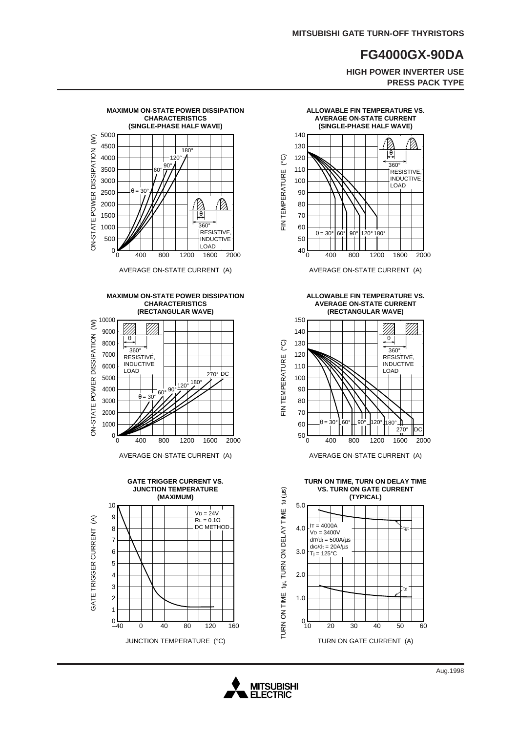# FG4000GX-90DA

**HIGH POWER INVERTER USE**
**PRESS PACK TYPE**

**MAXIMUM ON-STATE POWER DISSIPATION CHARACTERISTICS (SINGLE-PHASE HALF WAVE)**

ON-STATE POWER DISSIPATION (W) vs. AVERAGE ON-STATE CURRENT (A)

θ = 30°, 60°, 90°, 120°, 180°; 360°; RESISTIVE, INDUCTIVE LOAD

**ALLOWABLE FIN TEMPERATURE VS. AVERAGE ON-STATE CURRENT (SINGLE-PHASE HALF WAVE)**

FIN TEMPERATURE (°C) vs. AVERAGE ON-STATE CURRENT (A)

θ = 30°, 60°, 90°, 120°, 180°; 360°; RESISTIVE, INDUCTIVE LOAD

**MAXIMUM ON-STATE POWER DISSIPATION CHARACTERISTICS (RECTANGULAR WAVE)**

ON-STATE POWER DISSIPATION (W) vs. AVERAGE ON-STATE CURRENT (A)

θ = 30°, 60°, 90°, 120°, 180°, 270°, DC; 360°; RESISTIVE, INDUCTIVE LOAD

**ALLOWABLE FIN TEMPERATURE VS. AVERAGE ON-STATE CURRENT (RECTANGULAR WAVE)**

FIN TEMPERATURE (°C) vs. AVERAGE ON-STATE CURRENT (A)

θ = 30°, 60°, 90°, 120°, 180°, 270°, DC; 360°; RESISTIVE, INDUCTIVE LOAD

**GATE TRIGGER CURRENT VS. JUNCTION TEMPERATURE (MAXIMUM)**

GATE TRIGGER CURRENT (A) vs. JUNCTION TEMPERATURE (°C)

$V_D$ = 24V
$R_L$ = 0.1Ω
DC METHOD

**TURN ON TIME, TURN ON DELAY TIME VS. TURN ON GATE CURRENT (TYPICAL)**

TURN ON TIME $t_{gt}$, TURN ON DELAY TIME $t_d$ (µs) vs. TURN ON GATE CURRENT (A)

$I_T$ = 4000A
$V_D$ = 3400V
$di_T/dt$ = 500A/µs
$di_G/dt$ = 20A/µs
$T_j$ = 125°C

Curves: $t_{gt}$, $t_d$

Aug.1998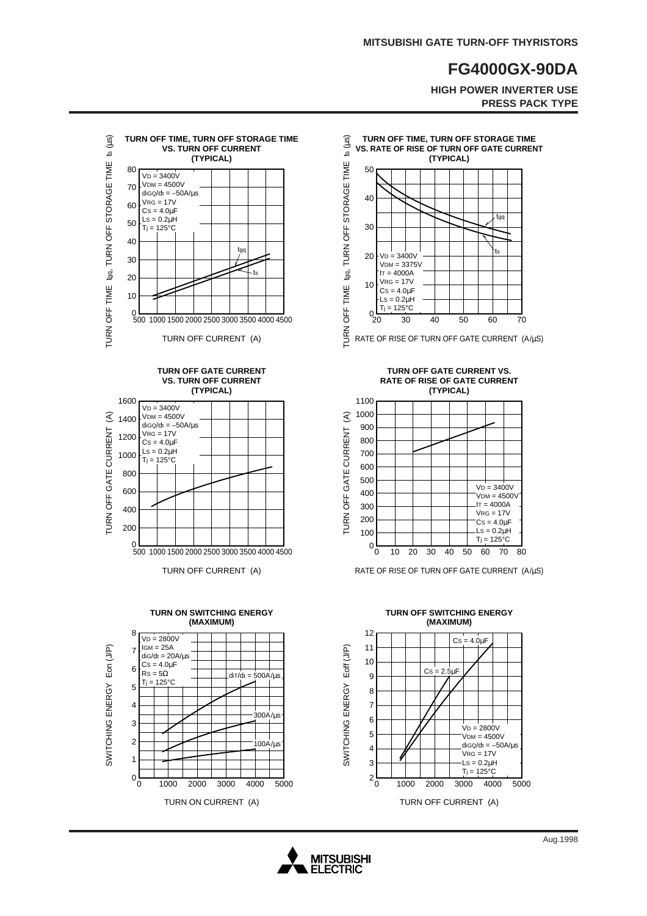# FG4000GX-90DA

**HIGH POWER INVERTER USE**
**PRESS PACK TYPE**

**TURN OFF TIME, TURN OFF STORAGE TIME VS. TURN OFF CURRENT (TYPICAL)**

$V_D$ = 3400V
$V_{DM}$ = 4500V
$di_{GQ}/dt$ = –50A/µs
$V_{RG}$ = 17V
$C_S$ = 4.0µF
$L_S$ = 0.2µH
$T_j$ = 125°C

tgq
ts

TURN OFF TIME tgq, TURN OFF STORAGE TIME ts (µs)
0 10 20 30 40 50 60 70 80
500 1000 1500 2000 2500 3000 3500 4000 4500
TURN OFF CURRENT (A)

**TURN OFF TIME, TURN OFF STORAGE TIME VS. RATE OF RISE OF TURN OFF GATE CURRENT (TYPICAL)**

$V_D$ = 3400V
$V_{DM}$ = 3375V
$I_T$ = 4000A
$V_{RG}$ = 17V
$C_S$ = 4.0µF
$L_S$ = 0.2µH
$T_j$ = 125°C

tgq
ts

TURN OFF TIME tgq, TURN OFF STORAGE TIME ts (µs)
0 10 20 30 40 50
20 30 40 50 60 70
RATE OF RISE OF TURN OFF GATE CURRENT (A/µS)

**TURN OFF GATE CURRENT VS. TURN OFF CURRENT (TYPICAL)**

$V_D$ = 3400V
$V_{DM}$ = 4500V
$di_{GQ}/dt$ = –50A/µs
$V_{RG}$ = 17V
$C_S$ = 4.0µF
$L_S$ = 0.2µH
$T_j$ = 125°C

TURN OFF GATE CURRENT (A)
0 200 400 600 800 1000 1200 1400 1600
500 1000 1500 2000 2500 3000 3500 4000 4500
TURN OFF CURRENT (A)

**TURN OFF GATE CURRENT VS. RATE OF RISE OF GATE CURRENT (TYPICAL)**

$V_D$ = 3400V
$V_{DM}$ = 4500V
$I_T$ = 4000A
$V_{RG}$ = 17V
$C_S$ = 4.0µF
$L_S$ = 0.2µH
$T_j$ = 125°C

TURN OFF GATE CURRENT (A)
0 100 200 300 400 500 600 700 800 900 1000 1100
0 10 20 30 40 50 60 70 80
RATE OF RISE OF TURN OFF GATE CURRENT (A/µS)

**TURN ON SWITCHING ENERGY (MAXIMUM)**

$V_D$ = 2800V
$I_{GM}$ = 25A
$di_G/dt$ = 20A/µs
$C_S$ = 4.0µF
$R_S$ = 5Ω
$T_j$ = 125°C

$di_T/dt$ = 500A/µs
300A/µs
100A/µs

SWITCHING ENERGY Eon (J/P)
0 1 2 3 4 5 6 7 8
0 1000 2000 3000 4000 5000
TURN ON CURRENT (A)

**TURN OFF SWITCHING ENERGY (MAXIMUM)**

$C_S$ = 4.0µF
$C_S$ = 2.5µF

$V_D$ = 2800V
$V_{DM}$ = 4500V
$di_{GQ}/dt$ = –50A/µs
$V_{RG}$ = 17V
$L_S$ = 0.2µH
$T_j$ = 125°C

SWITCHING ENERGY Eoff (J/P)
2 3 4 5 6 7 8 9 10 11 12
0 1000 2000 3000 4000 5000
TURN OFF CURRENT (A)

Aug.1998